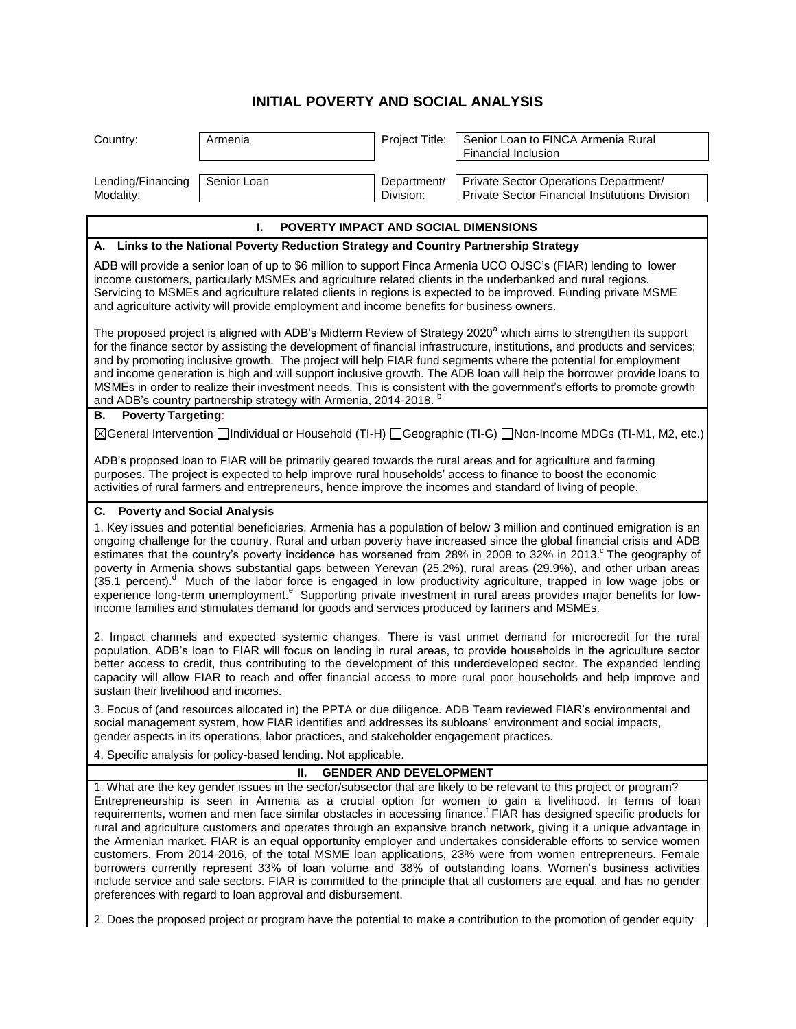# INITIAL POVERTY AND SOCIAL ANALYSIS

| Country: | Armenia | Project Title: | Senior Loan to FINCA Armenia Rural Financial Inclusion |
|---|---|---|---|
| Lending/Financing Modality: | Senior Loan | Department/ Division: | Private Sector Operations Department/ Private Sector Financial Institutions Division |

## I. POVERTY IMPACT AND SOCIAL DIMENSIONS

### A. Links to the National Poverty Reduction Strategy and Country Partnership Strategy

ADB will provide a senior loan of up to $6 million to support Finca Armenia UCO OJSC's (FIAR) lending to lower income customers, particularly MSMEs and agriculture related clients in the underbanked and rural regions. Servicing to MSMEs and agriculture related clients in regions is expected to be improved. Funding private MSME and agriculture activity will provide employment and income benefits for business owners.

The proposed project is aligned with ADB's Midterm Review of Strategy 2020[a] which aims to strengthen its support for the finance sector by assisting the development of financial infrastructure, institutions, and products and services; and by promoting inclusive growth. The project will help FIAR fund segments where the potential for employment and income generation is high and will support inclusive growth. The ADB loan will help the borrower provide loans to MSMEs in order to realize their investment needs. This is consistent with the government's efforts to promote growth and ADB's country partnership strategy with Armenia, 2014-2018. [b]

### B. Poverty Targeting:

☒General Intervention ☐Individual or Household (TI-H) ☐Geographic (TI-G) ☐Non-Income MDGs (TI-M1, M2, etc.)

ADB's proposed loan to FIAR will be primarily geared towards the rural areas and for agriculture and farming purposes. The project is expected to help improve rural households' access to finance to boost the economic activities of rural farmers and entrepreneurs, hence improve the incomes and standard of living of people.

### C. Poverty and Social Analysis

1. Key issues and potential beneficiaries. Armenia has a population of below 3 million and continued emigration is an ongoing challenge for the country. Rural and urban poverty have increased since the global financial crisis and ADB estimates that the country's poverty incidence has worsened from 28% in 2008 to 32% in 2013.[c] The geography of poverty in Armenia shows substantial gaps between Yerevan (25.2%), rural areas (29.9%), and other urban areas (35.1 percent).[d] Much of the labor force is engaged in low productivity agriculture, trapped in low wage jobs or experience long-term unemployment.[e] Supporting private investment in rural areas provides major benefits for low-income families and stimulates demand for goods and services produced by farmers and MSMEs.

2. Impact channels and expected systemic changes. There is vast unmet demand for microcredit for the rural population. ADB's loan to FIAR will focus on lending in rural areas, to provide households in the agriculture sector better access to credit, thus contributing to the development of this underdeveloped sector. The expanded lending capacity will allow FIAR to reach and offer financial access to more rural poor households and help improve and sustain their livelihood and incomes.

3. Focus of (and resources allocated in) the PPTA or due diligence. ADB Team reviewed FIAR's environmental and social management system, how FIAR identifies and addresses its subloans' environment and social impacts, gender aspects in its operations, labor practices, and stakeholder engagement practices.

4. Specific analysis for policy-based lending. Not applicable.

## II. GENDER AND DEVELOPMENT

1. What are the key gender issues in the sector/subsector that are likely to be relevant to this project or program? Entrepreneurship is seen in Armenia as a crucial option for women to gain a livelihood. In terms of loan requirements, women and men face similar obstacles in accessing finance.[f] FIAR has designed specific products for rural and agriculture customers and operates through an expansive branch network, giving it a unique advantage in the Armenian market. FIAR is an equal opportunity employer and undertakes considerable efforts to service women customers. From 2014-2016, of the total MSME loan applications, 23% were from women entrepreneurs. Female borrowers currently represent 33% of loan volume and 38% of outstanding loans. Women's business activities include service and sale sectors. FIAR is committed to the principle that all customers are equal, and has no gender preferences with regard to loan approval and disbursement.

2. Does the proposed project or program have the potential to make a contribution to the promotion of gender equity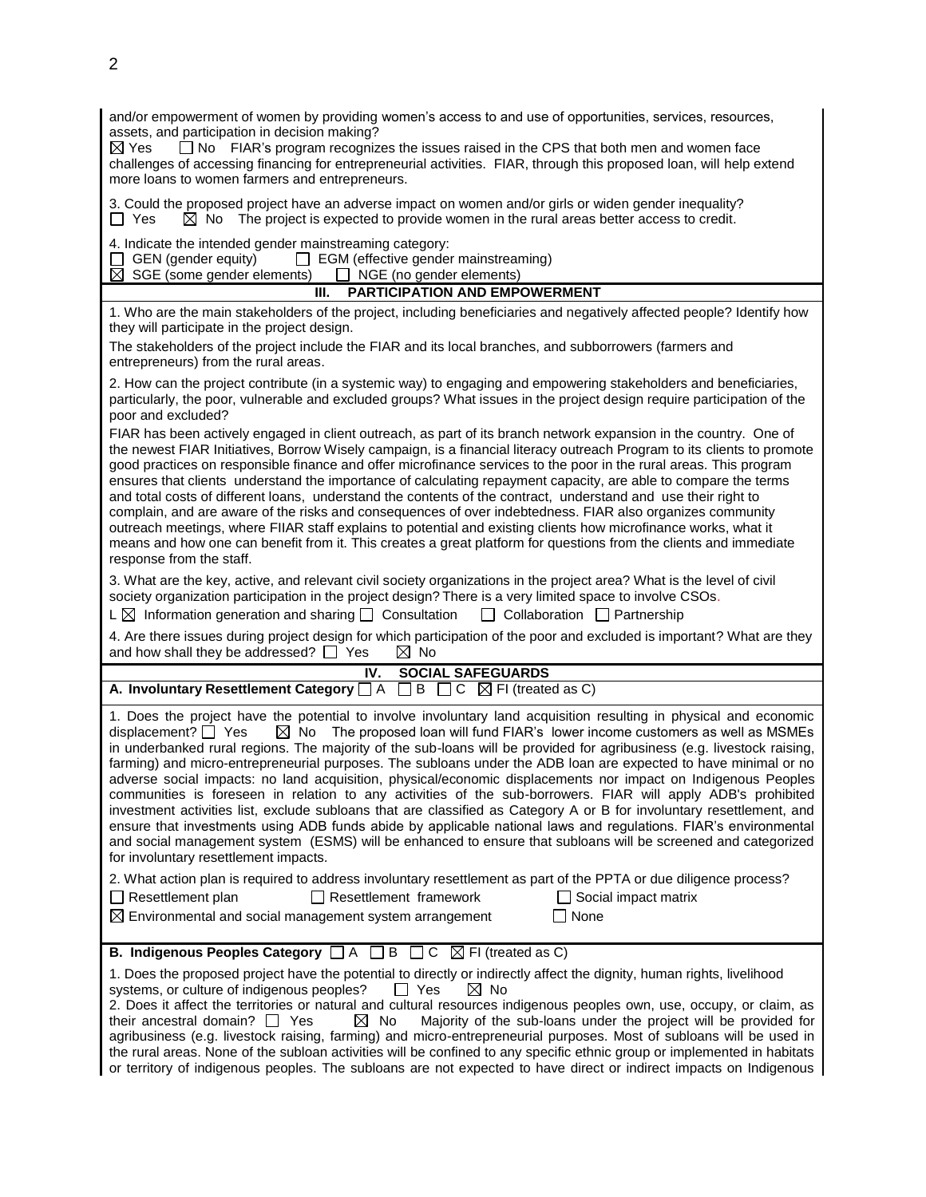and/or empowerment of women by providing women's access to and use of opportunities, services, resources, assets, and participation in decision making?
☒ Yes ☐ No FIAR's program recognizes the issues raised in the CPS that both men and women face challenges of accessing financing for entrepreneurial activities. FIAR, through this proposed loan, will help extend more loans to women farmers and entrepreneurs.

3. Could the proposed project have an adverse impact on women and/or girls or widen gender inequality?
☐ Yes ☒ No The project is expected to provide women in the rural areas better access to credit.

4. Indicate the intended gender mainstreaming category:
☐ GEN (gender equity) ☐ EGM (effective gender mainstreaming)
☒ SGE (some gender elements) ☐ NGE (no gender elements)

## III. PARTICIPATION AND EMPOWERMENT

1. Who are the main stakeholders of the project, including beneficiaries and negatively affected people? Identify how they will participate in the project design.

The stakeholders of the project include the FIAR and its local branches, and subborrowers (farmers and entrepreneurs) from the rural areas.

2. How can the project contribute (in a systemic way) to engaging and empowering stakeholders and beneficiaries, particularly, the poor, vulnerable and excluded groups? What issues in the project design require participation of the poor and excluded?

FIAR has been actively engaged in client outreach, as part of its branch network expansion in the country. One of the newest FIAR Initiatives, Borrow Wisely campaign, is a financial literacy outreach Program to its clients to promote good practices on responsible finance and offer microfinance services to the poor in the rural areas. This program ensures that clients understand the importance of calculating repayment capacity, are able to compare the terms and total costs of different loans, understand the contents of the contract, understand and use their right to complain, and are aware of the risks and consequences of over indebtedness. FIAR also organizes community outreach meetings, where FIIAR staff explains to potential and existing clients how microfinance works, what it means and how one can benefit from it. This creates a great platform for questions from the clients and immediate response from the staff.

3. What are the key, active, and relevant civil society organizations in the project area? What is the level of civil society organization participation in the project design? There is a very limited space to involve CSOs.
L ☒ Information generation and sharing ☐ Consultation ☐ Collaboration ☐ Partnership

4. Are there issues during project design for which participation of the poor and excluded is important? What are they and how shall they be addressed? ☐ Yes ☒ No

## IV. SOCIAL SAFEGUARDS

**A. Involuntary Resettlement Category** ☐ A ☐ B ☐ C ☒ FI (treated as C)

1. Does the project have the potential to involve involuntary land acquisition resulting in physical and economic displacement? ☐ Yes ☒ No The proposed loan will fund FIAR's lower income customers as well as MSMEs in underbanked rural regions. The majority of the sub-loans will be provided for agribusiness (e.g. livestock raising, farming) and micro-entrepreneurial purposes. The subloans under the ADB loan are expected to have minimal or no adverse social impacts: no land acquisition, physical/economic displacements nor impact on Indigenous Peoples communities is foreseen in relation to any activities of the sub-borrowers. FIAR will apply ADB's prohibited investment activities list, exclude subloans that are classified as Category A or B for involuntary resettlement, and ensure that investments using ADB funds abide by applicable national laws and regulations. FIAR's environmental and social management system (ESMS) will be enhanced to ensure that subloans will be screened and categorized for involuntary resettlement impacts.

2. What action plan is required to address involuntary resettlement as part of the PPTA or due diligence process?
☐ Resettlement plan ☐ Resettlement framework ☐ Social impact matrix
☒ Environmental and social management system arrangement ☐ None

**B. Indigenous Peoples Category** ☐ A ☐ B ☐ C ☒ FI (treated as C)

1. Does the proposed project have the potential to directly or indirectly affect the dignity, human rights, livelihood systems, or culture of indigenous peoples? ☐ Yes ☒ No
2. Does it affect the territories or natural and cultural resources indigenous peoples own, use, occupy, or claim, as their ancestral domain? ☐ Yes ☒ No Majority of the sub-loans under the project will be provided for agribusiness (e.g. livestock raising, farming) and micro-entrepreneurial purposes. Most of subloans will be used in the rural areas. None of the subloan activities will be confined to any specific ethnic group or implemented in habitats or territory of indigenous peoples. The subloans are not expected to have direct or indirect impacts on Indigenous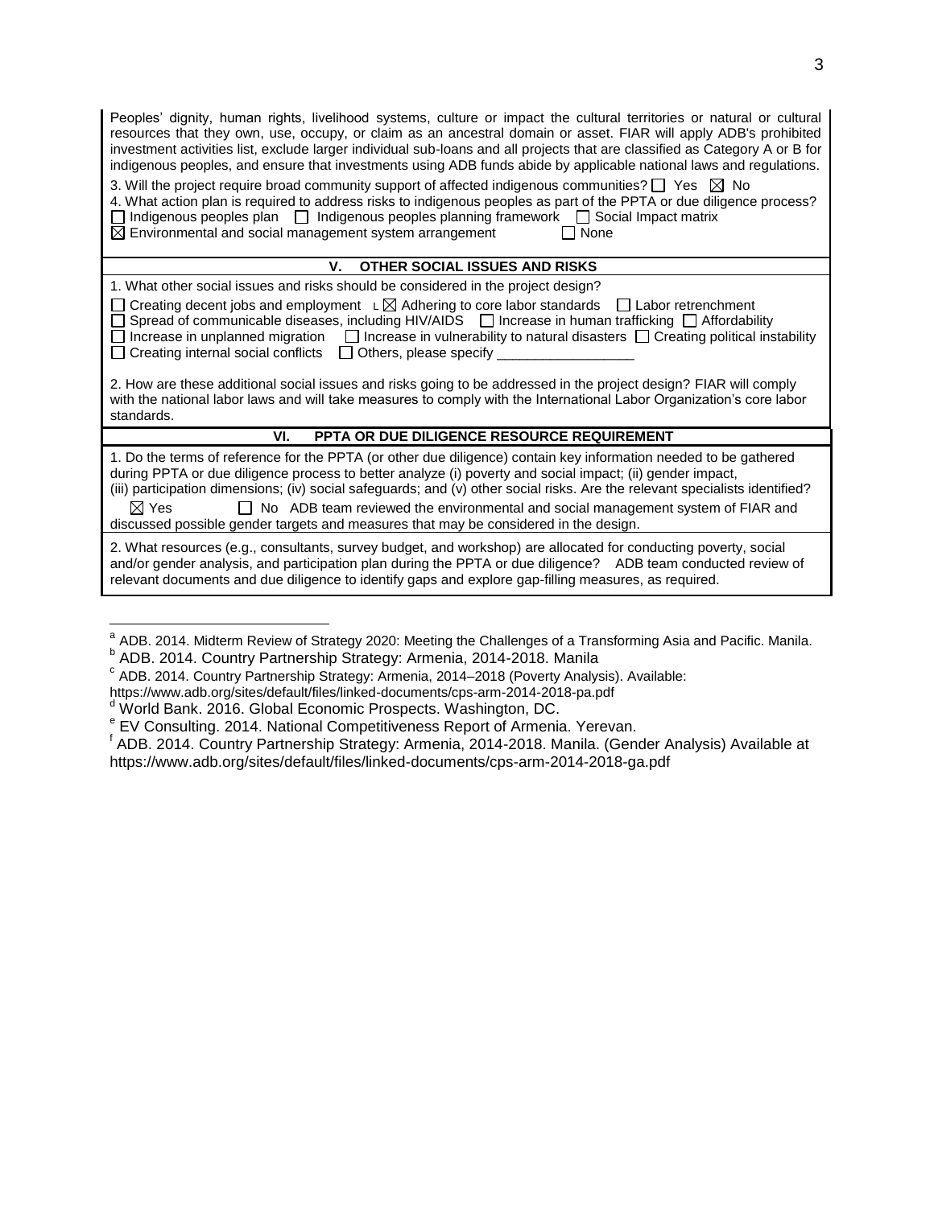Peoples' dignity, human rights, livelihood systems, culture or impact the cultural territories or natural or cultural resources that they own, use, occupy, or claim as an ancestral domain or asset. FIAR will apply ADB's prohibited investment activities list, exclude larger individual sub-loans and all projects that are classified as Category A or B for indigenous peoples, and ensure that investments using ADB funds abide by applicable national laws and regulations.

3. Will the project require broad community support of affected indigenous communities? ☐ Yes ☒ No

4. What action plan is required to address risks to indigenous peoples as part of the PPTA or due diligence process?
☐ Indigenous peoples plan ☐ Indigenous peoples planning framework ☐ Social Impact matrix
☒ Environmental and social management system arrangement ☐ None

## V. OTHER SOCIAL ISSUES AND RISKS

1. What other social issues and risks should be considered in the project design?

☐ Creating decent jobs and employment ☒ Adhering to core labor standards ☐ Labor retrenchment
☐ Spread of communicable diseases, including HIV/AIDS ☐ Increase in human trafficking ☐ Affordability
☐ Increase in unplanned migration ☐ Increase in vulnerability to natural disasters ☐ Creating political instability
☐ Creating internal social conflicts ☐ Others, please specify __________________

2. How are these additional social issues and risks going to be addressed in the project design? FIAR will comply with the national labor laws and will take measures to comply with the International Labor Organization's core labor standards.

## VI. PPTA OR DUE DILIGENCE RESOURCE REQUIREMENT

1. Do the terms of reference for the PPTA (or other due diligence) contain key information needed to be gathered during PPTA or due diligence process to better analyze (i) poverty and social impact; (ii) gender impact, (iii) participation dimensions; (iv) social safeguards; and (v) other social risks. Are the relevant specialists identified?

☒ Yes ☐ No ADB team reviewed the environmental and social management system of FIAR and discussed possible gender targets and measures that may be considered in the design.

2. What resources (e.g., consultants, survey budget, and workshop) are allocated for conducting poverty, social and/or gender analysis, and participation plan during the PPTA or due diligence? ADB team conducted review of relevant documents and due diligence to identify gaps and explore gap-filling measures, as required.

---

[a] ADB. 2014. Midterm Review of Strategy 2020: Meeting the Challenges of a Transforming Asia and Pacific. Manila.

[b] ADB. 2014. Country Partnership Strategy: Armenia, 2014-2018. Manila

[c] ADB. 2014. Country Partnership Strategy: Armenia, 2014–2018 (Poverty Analysis). Available: https://www.adb.org/sites/default/files/linked-documents/cps-arm-2014-2018-pa.pdf

[d] World Bank. 2016. Global Economic Prospects. Washington, DC.

[e] EV Consulting. 2014. National Competitiveness Report of Armenia. Yerevan.

[f] ADB. 2014. Country Partnership Strategy: Armenia, 2014-2018. Manila. (Gender Analysis) Available at https://www.adb.org/sites/default/files/linked-documents/cps-arm-2014-2018-ga.pdf